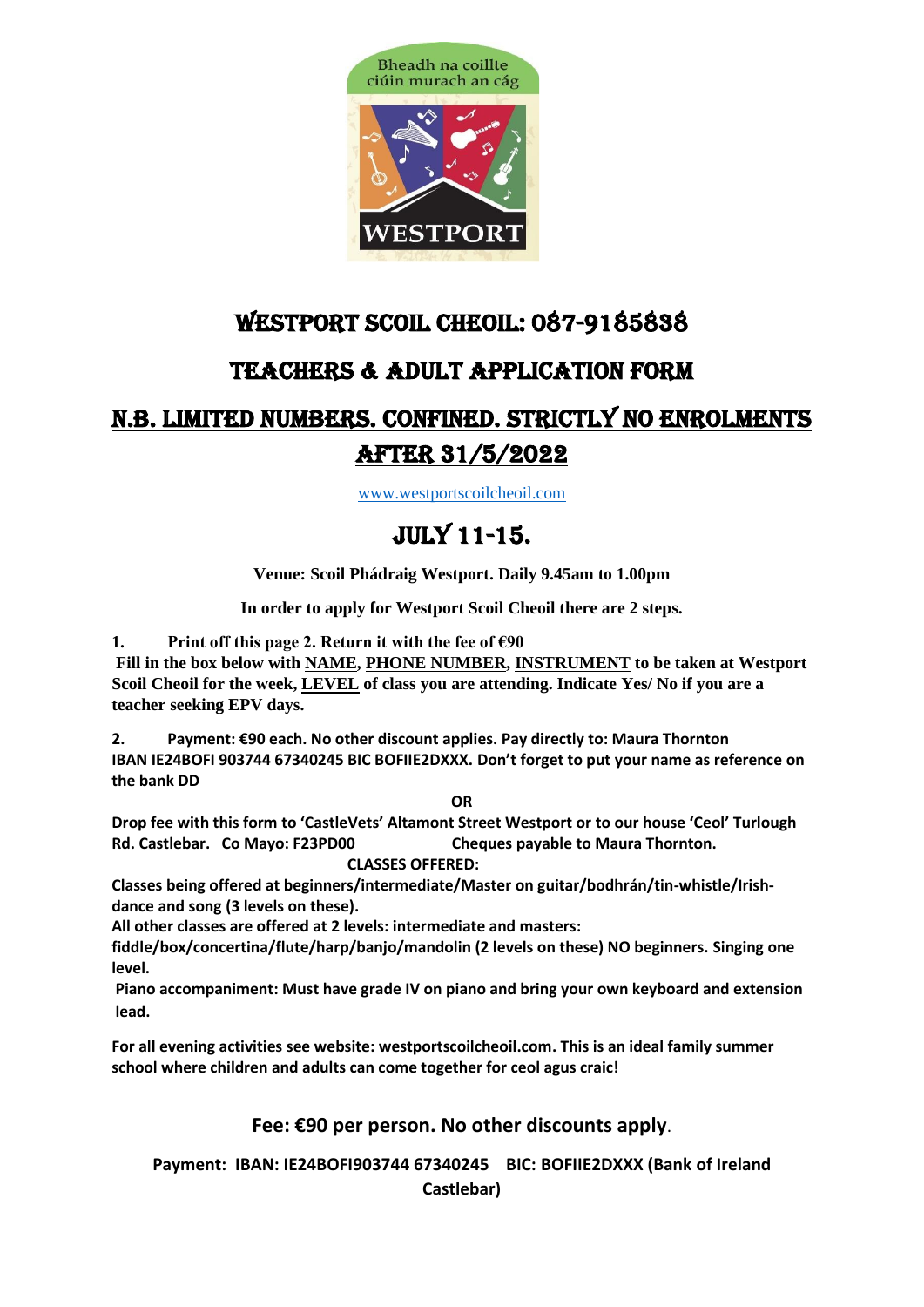Bheadh na coillte ciúin murach an cág

WESTPORT

# WESTPORT SCOIL CHEOIL: 087-9185838

## TEACHERS & ADULT APPLICATION FORM

## N.B. LIMITED NUMBERS. CONFINED. STRICTLY NO ENROLMENTS AFTER 31/5/2022

www.westportscoilcheoil.com

# JULY 11-15.

**Venue: Scoil Phádraig Westport. Daily 9.45am to 1.00pm**

**In order to apply for Westport Scoil Cheoil there are 2 steps.**

**1. Print off this page 2. Return it with the fee of €90**
**Fill in the box below with NAME, PHONE NUMBER, INSTRUMENT to be taken at Westport Scoil Cheoil for the week, LEVEL of class you are attending. Indicate Yes/ No if you are a teacher seeking EPV days.**

**2. Payment: €90 each. No other discount applies. Pay directly to: Maura Thornton IBAN IE24BOFI 903744 67340245 BIC BOFIIE2DXXX. Don't forget to put your name as reference on the bank DD**

**OR**

**Drop fee with this form to 'CastleVets' Altamont Street Westport or to our house 'Ceol' Turlough Rd. Castlebar. Co Mayo: F23PD00 Cheques payable to Maura Thornton.**

**CLASSES OFFERED:**

**Classes being offered at beginners/intermediate/Master on guitar/bodhrán/tin-whistle/Irish-dance and song (3 levels on these).**
**All other classes are offered at 2 levels: intermediate and masters:**
**fiddle/box/concertina/flute/harp/banjo/mandolin (2 levels on these) NO beginners. Singing one level.**
**Piano accompaniment: Must have grade IV on piano and bring your own keyboard and extension lead.**

**For all evening activities see website: westportscoilcheoil.com. This is an ideal family summer school where children and adults can come together for ceol agus craic!**

**Fee: €90 per person. No other discounts apply.**

**Payment: IBAN: IE24BOFI903744 67340245 BIC: BOFIIE2DXXX (Bank of Ireland Castlebar)**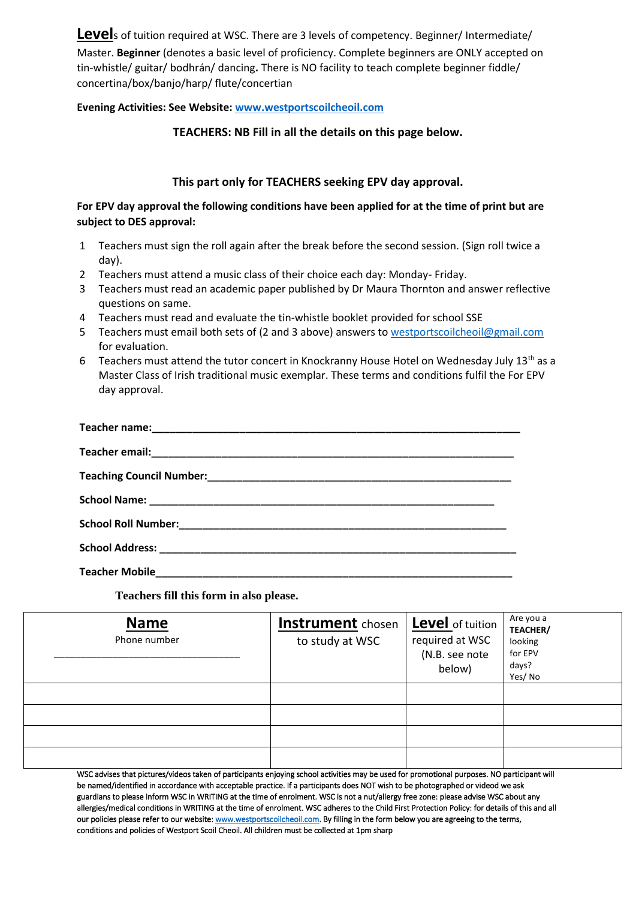**Level**s of tuition required at WSC. There are 3 levels of competency. Beginner/ Intermediate/ Master. **Beginner** (denotes a basic level of proficiency. Complete beginners are ONLY accepted on tin-whistle/ guitar/ bodhrán/ dancing**.** There is NO facility to teach complete beginner fiddle/ concertina/box/banjo/harp/ flute/concertian

**Evening Activities: See Website: www.westportscoilcheoil.com**

**TEACHERS: NB Fill in all the details on this page below.**

**This part only for TEACHERS seeking EPV day approval.**

**For EPV day approval the following conditions have been applied for at the time of print but are subject to DES approval:**

1. Teachers must sign the roll again after the break before the second session. (Sign roll twice a day).
2. Teachers must attend a music class of their choice each day: Monday- Friday.
3. Teachers must read an academic paper published by Dr Maura Thornton and answer reflective questions on same.
4. Teachers must read and evaluate the tin-whistle booklet provided for school SSE
5. Teachers must email both sets of (2 and 3 above) answers to westportscoilcheoil@gmail.com for evaluation.
6. Teachers must attend the tutor concert in Knockranny House Hotel on Wednesday July 13th as a Master Class of Irish traditional music exemplar. These terms and conditions fulfil the For EPV day approval.

**Teacher name:**_______________________________________________

**Teacher email:**_______________________________________________

**Teaching Council Number:**_______________________________________

**School Name:** ______________________________________________

**School Roll Number:**__________________________________________

**School Address:** _____________________________________________

**Teacher Mobile**_______________________________________________

**Teachers fill this form in also please.**

| **Name** Phone number ______________________ | **Instrument** chosen to study at WSC | **Level** of tuition required at WSC (N.B. see note below) | Are you a **TEACHER/** looking for EPV days? Yes/ No |
|---|---|---|---|
| | | | |
| | | | |
| | | | |
| | | | |

WSC advises that pictures/videos taken of participants enjoying school activities may be used for promotional purposes. NO participant will be named/identified in accordance with acceptable practice. If a participants does NOT wish to be photographed or videod we ask guardians to please inform WSC in WRITING at the time of enrolment. WSC is not a nut/allergy free zone: please advise WSC about any allergies/medical conditions in WRITING at the time of enrolment. WSC adheres to the Child First Protection Policy: for details of this and all our policies please refer to our website: www.westportscoilcheoil.com. By filling in the form below you are agreeing to the terms, conditions and policies of Westport Scoil Cheoil. All children must be collected at 1pm sharp